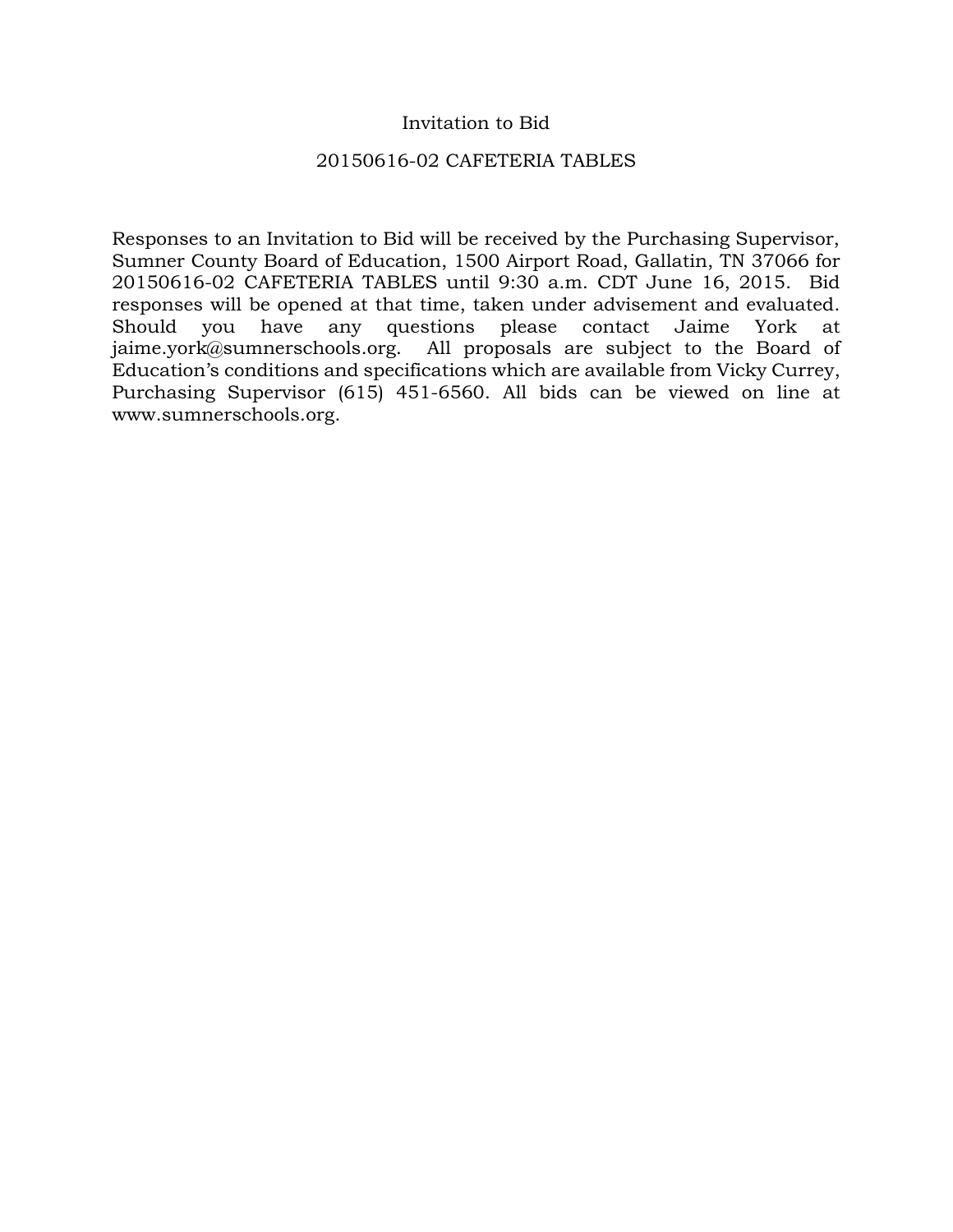# Invitation to Bid

## 20150616-02 CAFETERIA TABLES

Responses to an Invitation to Bid will be received by the Purchasing Supervisor, Sumner County Board of Education, 1500 Airport Road, Gallatin, TN 37066 for 20150616-02 CAFETERIA TABLES until 9:30 a.m. CDT June 16, 2015. Bid responses will be opened at that time, taken under advisement and evaluated. Should you have any questions please contact Jaime York at jaime.york@sumnerschools.org. All proposals are subject to the Board of Education's conditions and specifications which are available from Vicky Currey, Purchasing Supervisor (615) 451-6560. All bids can be viewed on line at www.sumnerschools.org.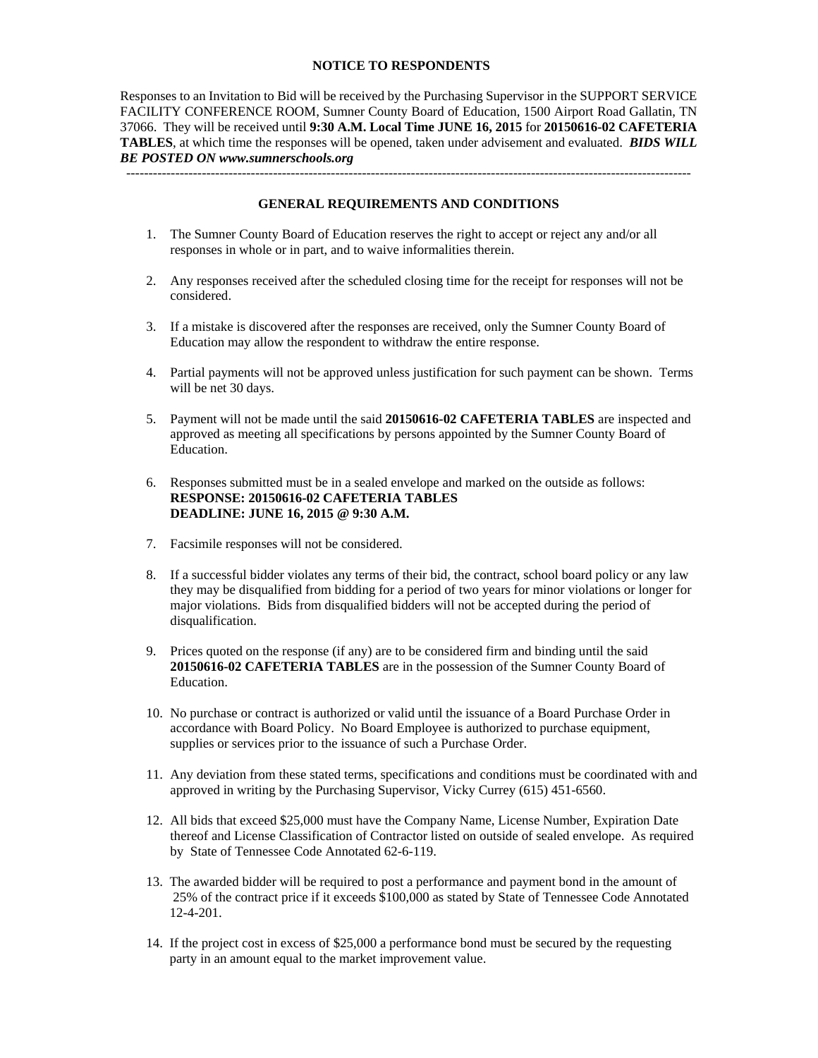## NOTICE TO RESPONDENTS

Responses to an Invitation to Bid will be received by the Purchasing Supervisor in the SUPPORT SERVICE FACILITY CONFERENCE ROOM, Sumner County Board of Education, 1500 Airport Road Gallatin, TN 37066. They will be received until **9:30 A.M. Local Time JUNE 16, 2015** for **20150616-02 CAFETERIA TABLES**, at which time the responses will be opened, taken under advisement and evaluated. ***BIDS WILL BE POSTED ON www.sumnerschools.org***

---

## GENERAL REQUIREMENTS AND CONDITIONS

1. The Sumner County Board of Education reserves the right to accept or reject any and/or all responses in whole or in part, and to waive informalities therein.

2. Any responses received after the scheduled closing time for the receipt for responses will not be considered.

3. If a mistake is discovered after the responses are received, only the Sumner County Board of Education may allow the respondent to withdraw the entire response.

4. Partial payments will not be approved unless justification for such payment can be shown. Terms will be net 30 days.

5. Payment will not be made until the said **20150616-02 CAFETERIA TABLES** are inspected and approved as meeting all specifications by persons appointed by the Sumner County Board of Education.

6. Responses submitted must be in a sealed envelope and marked on the outside as follows:
   **RESPONSE: 20150616-02 CAFETERIA TABLES**
   **DEADLINE: JUNE 16, 2015 @ 9:30 A.M.**

7. Facsimile responses will not be considered.

8. If a successful bidder violates any terms of their bid, the contract, school board policy or any law they may be disqualified from bidding for a period of two years for minor violations or longer for major violations. Bids from disqualified bidders will not be accepted during the period of disqualification.

9. Prices quoted on the response (if any) are to be considered firm and binding until the said **20150616-02 CAFETERIA TABLES** are in the possession of the Sumner County Board of Education.

10. No purchase or contract is authorized or valid until the issuance of a Board Purchase Order in accordance with Board Policy. No Board Employee is authorized to purchase equipment, supplies or services prior to the issuance of such a Purchase Order.

11. Any deviation from these stated terms, specifications and conditions must be coordinated with and approved in writing by the Purchasing Supervisor, Vicky Currey (615) 451-6560.

12. All bids that exceed $25,000 must have the Company Name, License Number, Expiration Date thereof and License Classification of Contractor listed on outside of sealed envelope. As required by State of Tennessee Code Annotated 62-6-119.

13. The awarded bidder will be required to post a performance and payment bond in the amount of 25% of the contract price if it exceeds $100,000 as stated by State of Tennessee Code Annotated 12-4-201.

14. If the project cost in excess of $25,000 a performance bond must be secured by the requesting party in an amount equal to the market improvement value.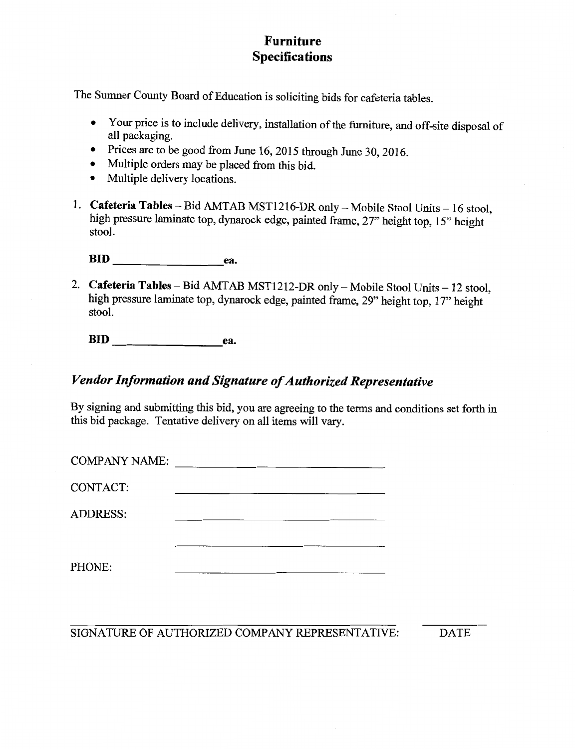# Furniture
# Specifications

The Sumner County Board of Education is soliciting bids for cafeteria tables.

- Your price is to include delivery, installation of the furniture, and off-site disposal of all packaging.
- Prices are to be good from June 16, 2015 through June 30, 2016.
- Multiple orders may be placed from this bid.
- Multiple delivery locations.

1. **Cafeteria Tables** – Bid AMTAB MST1216-DR only – Mobile Stool Units – 16 stool, high pressure laminate top, dynarock edge, painted frame, 27" height top, 15" height stool.

   **BID \_\_\_\_\_\_\_\_\_\_\_\_\_\_\_\_\_\_ea.**

2. **Cafeteria Tables** – Bid AMTAB MST1212-DR only – Mobile Stool Units – 12 stool, high pressure laminate top, dynarock edge, painted frame, 29" height top, 17" height stool.

   **BID \_\_\_\_\_\_\_\_\_\_\_\_\_\_\_\_\_\_ea.**

## *Vendor Information and Signature of Authorized Representative*

By signing and submitting this bid, you are agreeing to the terms and conditions set forth in this bid package. Tentative delivery on all items will vary.

COMPANY NAME: \_\_\_\_\_\_\_\_\_\_\_\_\_\_\_\_\_\_\_\_\_\_\_\_\_\_\_\_\_\_\_\_

CONTACT: \_\_\_\_\_\_\_\_\_\_\_\_\_\_\_\_\_\_\_\_\_\_\_\_\_\_\_\_\_\_\_\_

ADDRESS: \_\_\_\_\_\_\_\_\_\_\_\_\_\_\_\_\_\_\_\_\_\_\_\_\_\_\_\_\_\_\_\_

\_\_\_\_\_\_\_\_\_\_\_\_\_\_\_\_\_\_\_\_\_\_\_\_\_\_\_\_\_\_\_\_

PHONE: \_\_\_\_\_\_\_\_\_\_\_\_\_\_\_\_\_\_\_\_\_\_\_\_\_\_\_\_\_\_\_\_

\_\_\_\_\_\_\_\_\_\_\_\_\_\_\_\_\_\_\_\_\_\_\_\_\_\_\_\_\_\_\_\_\_\_\_\_\_\_\_\_\_\_\_\_ \_\_\_\_\_\_\_\_\_\_

SIGNATURE OF AUTHORIZED COMPANY REPRESENTATIVE: DATE